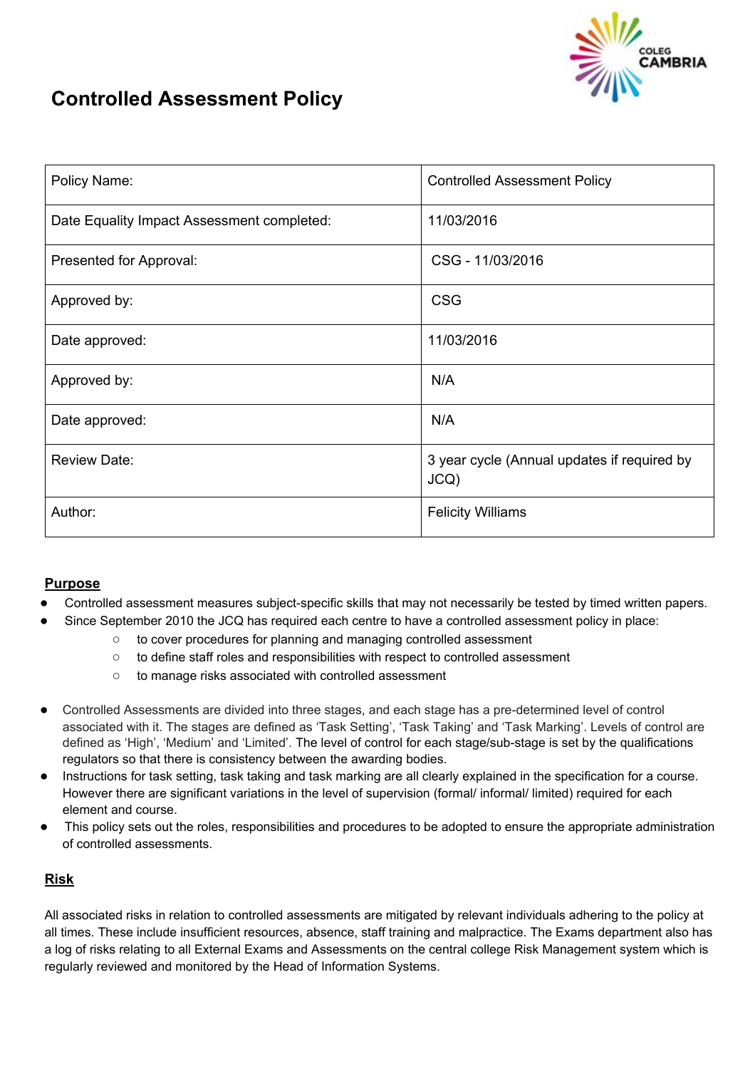# Controlled Assessment Policy

| Policy Name: | Controlled Assessment Policy |
|---|---|
| Date Equality Impact Assessment completed: | 11/03/2016 |
| Presented for Approval: | CSG - 11/03/2016 |
| Approved by: | CSG |
| Date approved: | 11/03/2016 |
| Approved by: | N/A |
| Date approved: | N/A |
| Review Date: | 3 year cycle (Annual updates if required by JCQ) |
| Author: | Felicity Williams |

## Purpose

- Controlled assessment measures subject-specific skills that may not necessarily be tested by timed written papers.
- Since September 2010 the JCQ has required each centre to have a controlled assessment policy in place:
  - to cover procedures for planning and managing controlled assessment
  - to define staff roles and responsibilities with respect to controlled assessment
  - to manage risks associated with controlled assessment
- Controlled Assessments are divided into three stages, and each stage has a pre-determined level of control associated with it. The stages are defined as 'Task Setting', 'Task Taking' and 'Task Marking'. Levels of control are defined as 'High', 'Medium' and 'Limited'. The level of control for each stage/sub-stage is set by the qualifications regulators so that there is consistency between the awarding bodies.
- Instructions for task setting, task taking and task marking are all clearly explained in the specification for a course. However there are significant variations in the level of supervision (formal/ informal/ limited) required for each element and course.
- This policy sets out the roles, responsibilities and procedures to be adopted to ensure the appropriate administration of controlled assessments.

## Risk

All associated risks in relation to controlled assessments are mitigated by relevant individuals adhering to the policy at all times. These include insufficient resources, absence, staff training and malpractice. The Exams department also has a log of risks relating to all External Exams and Assessments on the central college Risk Management system which is regularly reviewed and monitored by the Head of Information Systems.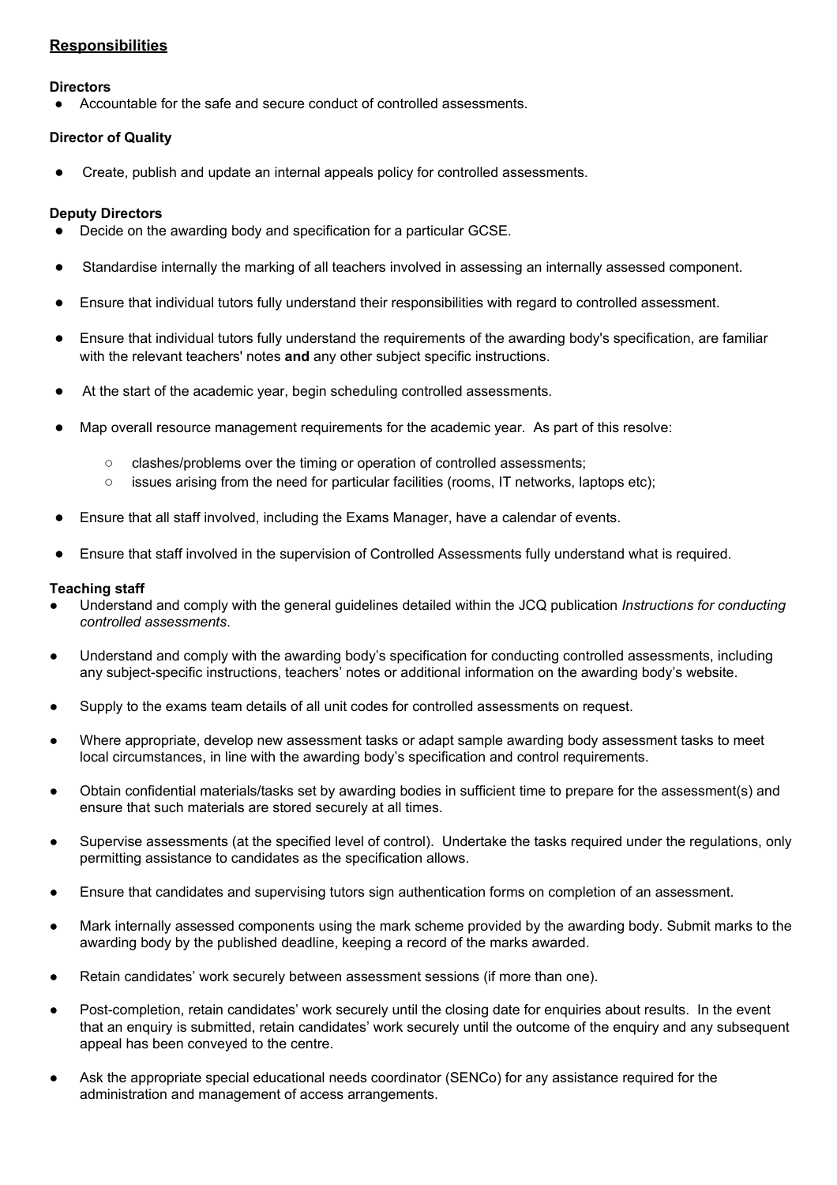## Responsibilities

**Directors**

- Accountable for the safe and secure conduct of controlled assessments.

**Director of Quality**

- Create, publish and update an internal appeals policy for controlled assessments.

**Deputy Directors**

- Decide on the awarding body and specification for a particular GCSE.
- Standardise internally the marking of all teachers involved in assessing an internally assessed component.
- Ensure that individual tutors fully understand their responsibilities with regard to controlled assessment.
- Ensure that individual tutors fully understand the requirements of the awarding body's specification, are familiar with the relevant teachers' notes **and** any other subject specific instructions.
- At the start of the academic year, begin scheduling controlled assessments.
- Map overall resource management requirements for the academic year. As part of this resolve:
    - clashes/problems over the timing or operation of controlled assessments;
    - issues arising from the need for particular facilities (rooms, IT networks, laptops etc);
- Ensure that all staff involved, including the Exams Manager, have a calendar of events.
- Ensure that staff involved in the supervision of Controlled Assessments fully understand what is required.

**Teaching staff**

- Understand and comply with the general guidelines detailed within the JCQ publication *Instructions for conducting controlled assessments*.
- Understand and comply with the awarding body's specification for conducting controlled assessments, including any subject-specific instructions, teachers' notes or additional information on the awarding body's website.
- Supply to the exams team details of all unit codes for controlled assessments on request.
- Where appropriate, develop new assessment tasks or adapt sample awarding body assessment tasks to meet local circumstances, in line with the awarding body's specification and control requirements.
- Obtain confidential materials/tasks set by awarding bodies in sufficient time to prepare for the assessment(s) and ensure that such materials are stored securely at all times.
- Supervise assessments (at the specified level of control). Undertake the tasks required under the regulations, only permitting assistance to candidates as the specification allows.
- Ensure that candidates and supervising tutors sign authentication forms on completion of an assessment.
- Mark internally assessed components using the mark scheme provided by the awarding body. Submit marks to the awarding body by the published deadline, keeping a record of the marks awarded.
- Retain candidates' work securely between assessment sessions (if more than one).
- Post-completion, retain candidates' work securely until the closing date for enquiries about results. In the event that an enquiry is submitted, retain candidates' work securely until the outcome of the enquiry and any subsequent appeal has been conveyed to the centre.
- Ask the appropriate special educational needs coordinator (SENCo) for any assistance required for the administration and management of access arrangements.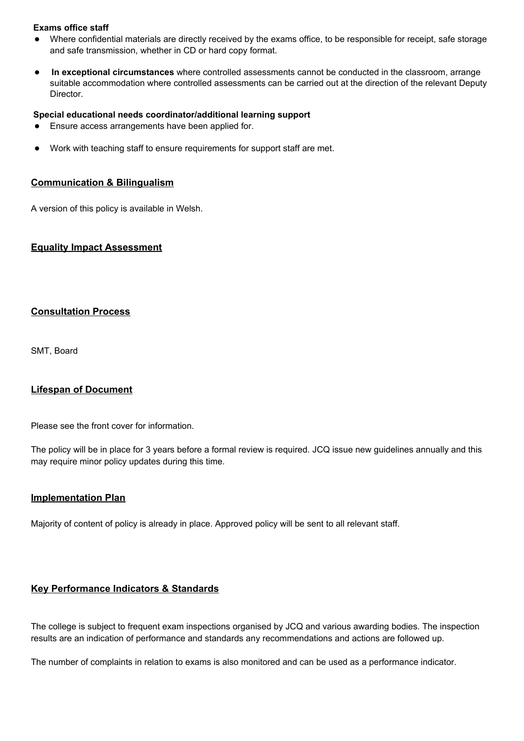**Exams office staff**

- Where confidential materials are directly received by the exams office, to be responsible for receipt, safe storage and safe transmission, whether in CD or hard copy format.
- **In exceptional circumstances** where controlled assessments cannot be conducted in the classroom, arrange suitable accommodation where controlled assessments can be carried out at the direction of the relevant Deputy Director.

**Special educational needs coordinator/additional learning support**

- Ensure access arrangements have been applied for.
- Work with teaching staff to ensure requirements for support staff are met.

## Communication & Bilingualism

A version of this policy is available in Welsh.

## Equality Impact Assessment

## Consultation Process

SMT, Board

## Lifespan of Document

Please see the front cover for information.

The policy will be in place for 3 years before a formal review is required. JCQ issue new guidelines annually and this may require minor policy updates during this time.

## Implementation Plan

Majority of content of policy is already in place. Approved policy will be sent to all relevant staff.

## Key Performance Indicators & Standards

The college is subject to frequent exam inspections organised by JCQ and various awarding bodies. The inspection results are an indication of performance and standards any recommendations and actions are followed up.

The number of complaints in relation to exams is also monitored and can be used as a performance indicator.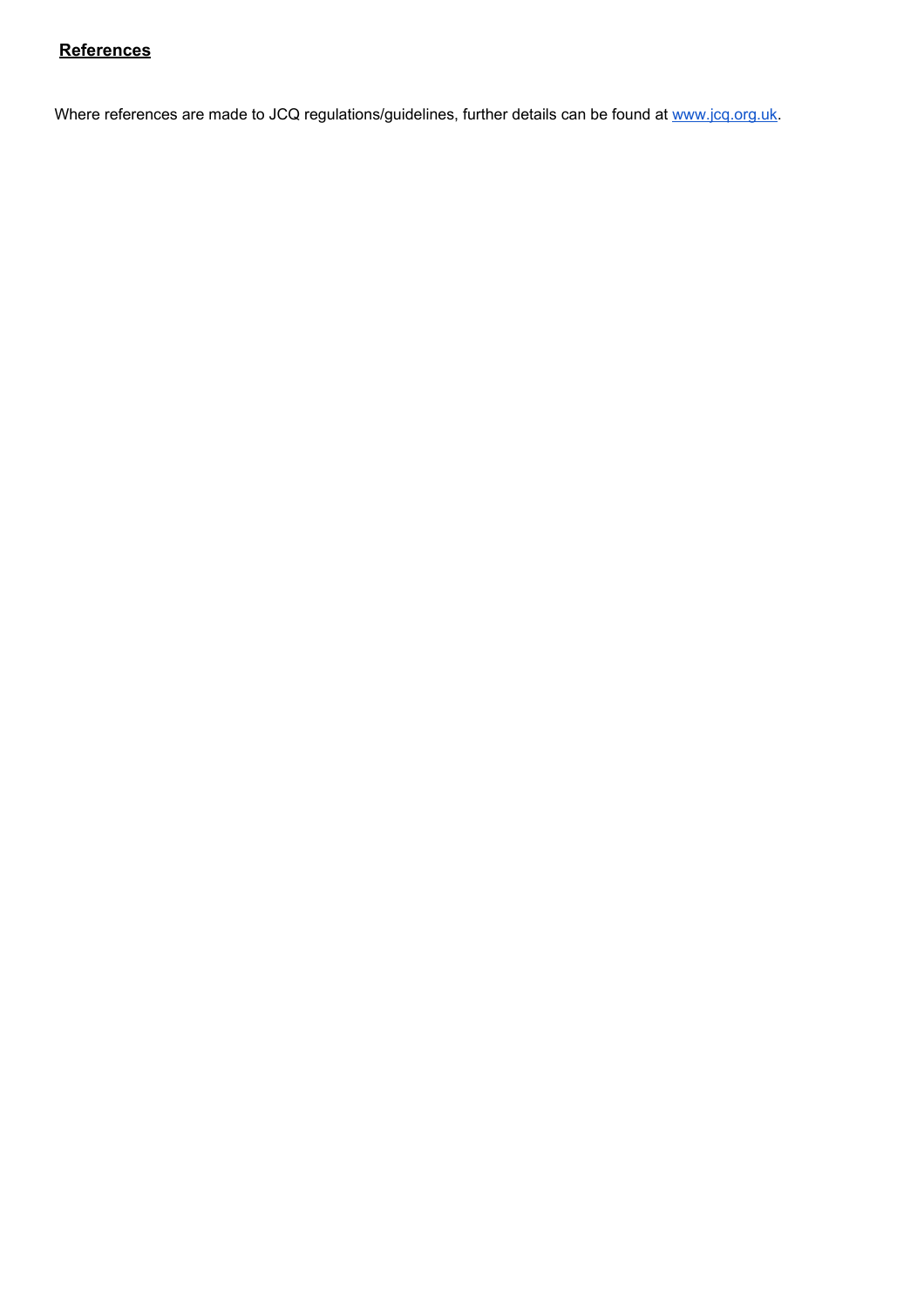## **References**

Where references are made to JCQ regulations/guidelines, further details can be found at [www.jcq.org.uk](http://www.jcq.org.uk).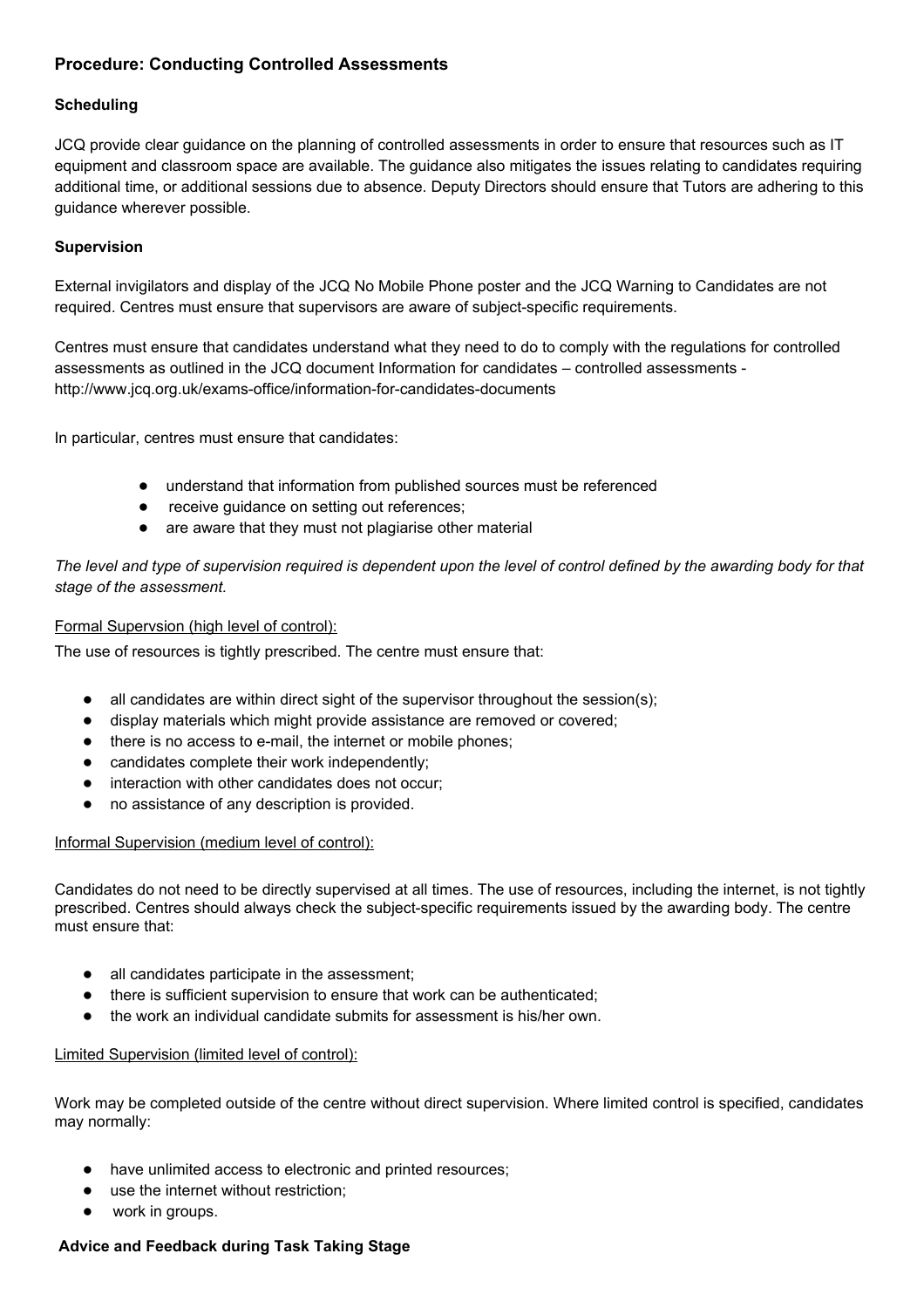## Procedure: Conducting Controlled Assessments

### Scheduling

JCQ provide clear guidance on the planning of controlled assessments in order to ensure that resources such as IT equipment and classroom space are available. The guidance also mitigates the issues relating to candidates requiring additional time, or additional sessions due to absence. Deputy Directors should ensure that Tutors are adhering to this guidance wherever possible.

### Supervision

External invigilators and display of the JCQ No Mobile Phone poster and the JCQ Warning to Candidates are not required. Centres must ensure that supervisors are aware of subject-specific requirements.

Centres must ensure that candidates understand what they need to do to comply with the regulations for controlled assessments as outlined in the JCQ document Information for candidates – controlled assessments - http://www.jcq.org.uk/exams-office/information-for-candidates-documents

In particular, centres must ensure that candidates:

- understand that information from published sources must be referenced
- receive guidance on setting out references;
- are aware that they must not plagiarise other material

*The level and type of supervision required is dependent upon the level of control defined by the awarding body for that stage of the assessment.*

<u>Formal Supervsion (high level of control):</u>

The use of resources is tightly prescribed. The centre must ensure that:

- all candidates are within direct sight of the supervisor throughout the session(s);
- display materials which might provide assistance are removed or covered;
- there is no access to e-mail, the internet or mobile phones;
- candidates complete their work independently;
- interaction with other candidates does not occur;
- no assistance of any description is provided.

<u>Informal Supervision (medium level of control):</u>

Candidates do not need to be directly supervised at all times. The use of resources, including the internet, is not tightly prescribed. Centres should always check the subject-specific requirements issued by the awarding body. The centre must ensure that:

- all candidates participate in the assessment;
- there is sufficient supervision to ensure that work can be authenticated;
- the work an individual candidate submits for assessment is his/her own.

<u>Limited Supervision (limited level of control):</u>

Work may be completed outside of the centre without direct supervision. Where limited control is specified, candidates may normally:

- have unlimited access to electronic and printed resources;
- use the internet without restriction;
- work in groups.

### Advice and Feedback during Task Taking Stage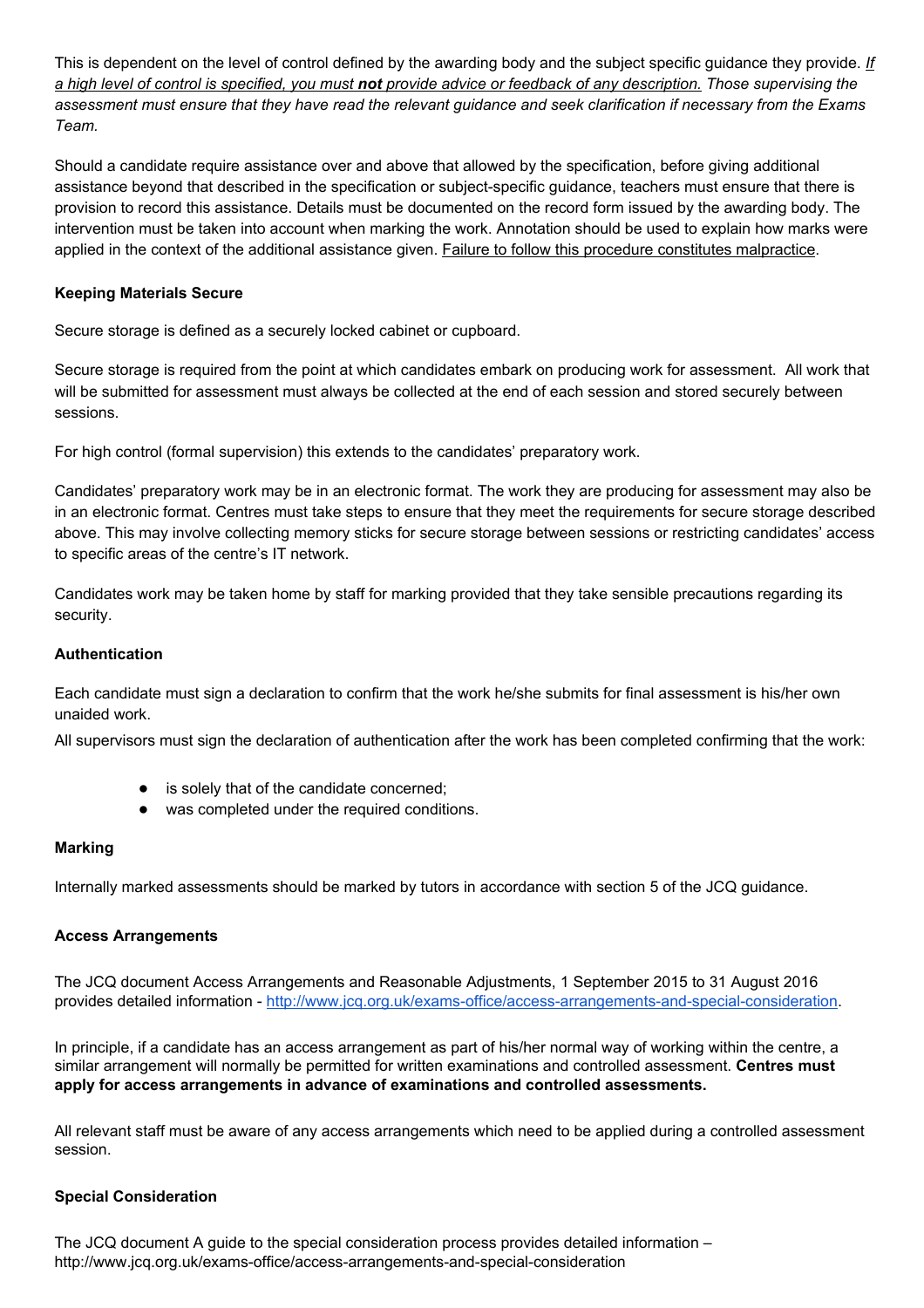This is dependent on the level of control defined by the awarding body and the subject specific guidance they provide. *If a high level of control is specified, you must **not** provide advice or feedback of any description.* *Those supervising the assessment must ensure that they have read the relevant guidance and seek clarification if necessary from the Exams Team.*

Should a candidate require assistance over and above that allowed by the specification, before giving additional assistance beyond that described in the specification or subject-specific guidance, teachers must ensure that there is provision to record this assistance. Details must be documented on the record form issued by the awarding body. The intervention must be taken into account when marking the work. Annotation should be used to explain how marks were applied in the context of the additional assistance given. Failure to follow this procedure constitutes malpractice.

**Keeping Materials Secure**

Secure storage is defined as a securely locked cabinet or cupboard.

Secure storage is required from the point at which candidates embark on producing work for assessment. All work that will be submitted for assessment must always be collected at the end of each session and stored securely between sessions.

For high control (formal supervision) this extends to the candidates' preparatory work.

Candidates' preparatory work may be in an electronic format. The work they are producing for assessment may also be in an electronic format. Centres must take steps to ensure that they meet the requirements for secure storage described above. This may involve collecting memory sticks for secure storage between sessions or restricting candidates' access to specific areas of the centre's IT network.

Candidates work may be taken home by staff for marking provided that they take sensible precautions regarding its security.

**Authentication**

Each candidate must sign a declaration to confirm that the work he/she submits for final assessment is his/her own unaided work.

All supervisors must sign the declaration of authentication after the work has been completed confirming that the work:

- is solely that of the candidate concerned;
- was completed under the required conditions.

**Marking**

Internally marked assessments should be marked by tutors in accordance with section 5 of the JCQ guidance.

**Access Arrangements**

The JCQ document Access Arrangements and Reasonable Adjustments, 1 September 2015 to 31 August 2016 provides detailed information - http://www.jcq.org.uk/exams-office/access-arrangements-and-special-consideration.

In principle, if a candidate has an access arrangement as part of his/her normal way of working within the centre, a similar arrangement will normally be permitted for written examinations and controlled assessment. **Centres must apply for access arrangements in advance of examinations and controlled assessments.**

All relevant staff must be aware of any access arrangements which need to be applied during a controlled assessment session.

**Special Consideration**

The JCQ document A guide to the special consideration process provides detailed information – http://www.jcq.org.uk/exams-office/access-arrangements-and-special-consideration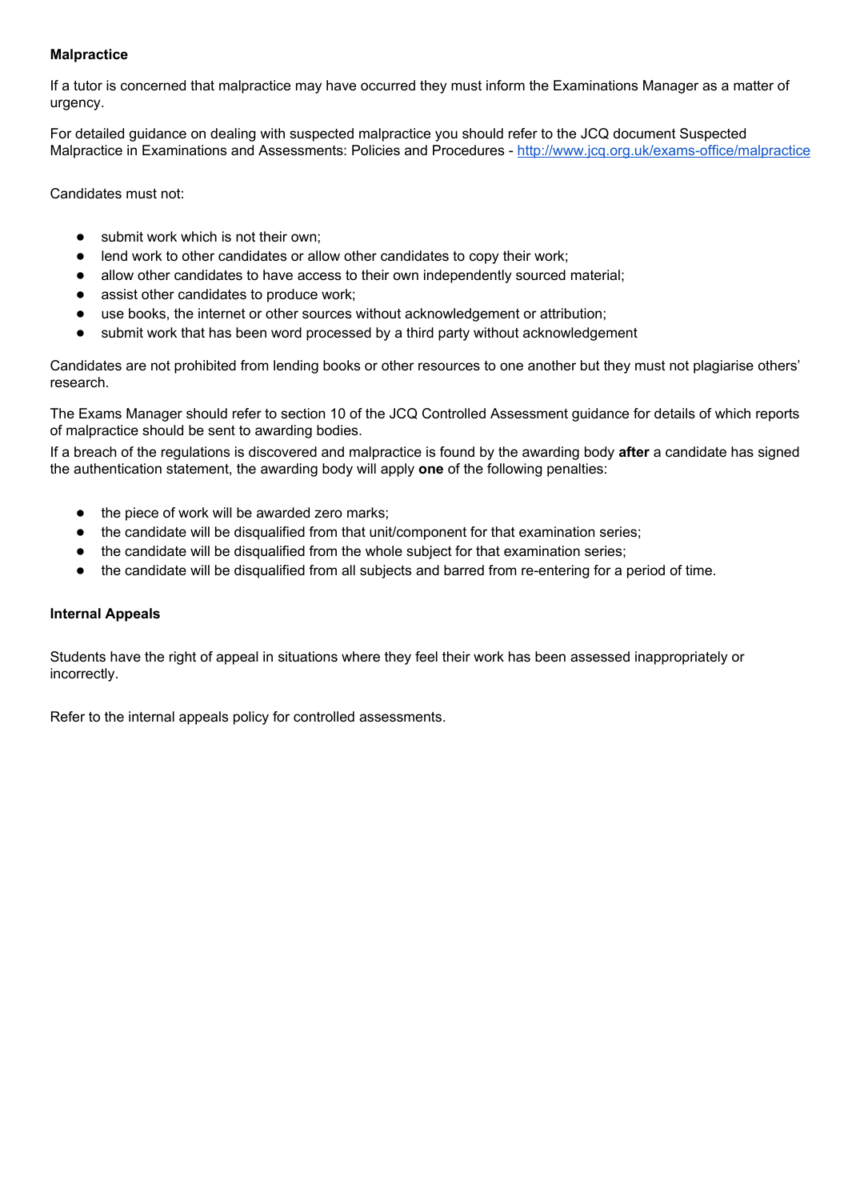**Malpractice**

If a tutor is concerned that malpractice may have occurred they must inform the Examinations Manager as a matter of urgency.

For detailed guidance on dealing with suspected malpractice you should refer to the JCQ document Suspected Malpractice in Examinations and Assessments: Policies and Procedures - [http://www.jcq.org.uk/exams-office/malpractice](http://www.jcq.org.uk/exams-office/malpractice)

Candidates must not:

- submit work which is not their own;
- lend work to other candidates or allow other candidates to copy their work;
- allow other candidates to have access to their own independently sourced material;
- assist other candidates to produce work;
- use books, the internet or other sources without acknowledgement or attribution;
- submit work that has been word processed by a third party without acknowledgement

Candidates are not prohibited from lending books or other resources to one another but they must not plagiarise others' research.

The Exams Manager should refer to section 10 of the JCQ Controlled Assessment guidance for details of which reports of malpractice should be sent to awarding bodies.

If a breach of the regulations is discovered and malpractice is found by the awarding body **after** a candidate has signed the authentication statement, the awarding body will apply **one** of the following penalties:

- the piece of work will be awarded zero marks;
- the candidate will be disqualified from that unit/component for that examination series;
- the candidate will be disqualified from the whole subject for that examination series;
- the candidate will be disqualified from all subjects and barred from re-entering for a period of time.

**Internal Appeals**

Students have the right of appeal in situations where they feel their work has been assessed inappropriately or incorrectly.

Refer to the internal appeals policy for controlled assessments.